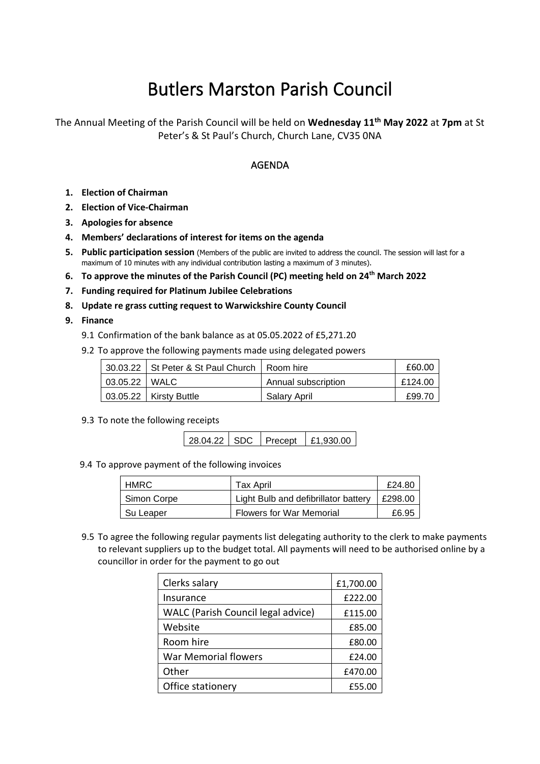# Butlers Marston Parish Council

The Annual Meeting of the Parish Council will be held on **Wednesday 11th May 2022** at **7pm** at St Peter's & St Paul's Church, Church Lane, CV35 0NA

## AGENDA

1. **Election of Chairman**
2. **Election of Vice-Chairman**
3. **Apologies for absence**
4. **Members' declarations of interest for items on the agenda**
5. **Public participation session** (Members of the public are invited to address the council. The session will last for a maximum of 10 minutes with any individual contribution lasting a maximum of 3 minutes).
6. **To approve the minutes of the Parish Council (PC) meeting held on 24th March 2022**
7. **Funding required for Platinum Jubilee Celebrations**
8. **Update re grass cutting request to Warwickshire County Council**
9. **Finance**

9.1 Confirmation of the bank balance as at 05.05.2022 of £5,271.20

9.2 To approve the following payments made using delegated powers

| | | | |
|---|---|---|---|
| 30.03.22 | St Peter & St Paul Church | Room hire | £60.00 |
| 03.05.22 | WALC | Annual subscription | £124.00 |
| 03.05.22 | Kirsty Buttle | Salary April | £99.70 |

9.3 To note the following receipts

| | | | |
|---|---|---|---|
| 28.04.22 | SDC | Precept | £1,930.00 |

9.4 To approve payment of the following invoices

| | | |
|---|---|---|
| HMRC | Tax April | £24.80 |
| Simon Corpe | Light Bulb and defibrillator battery | £298.00 |
| Su Leaper | Flowers for War Memorial | £6.95 |

9.5 To agree the following regular payments list delegating authority to the clerk to make payments to relevant suppliers up to the budget total. All payments will need to be authorised online by a councillor in order for the payment to go out

| | |
|---|---|
| Clerks salary | £1,700.00 |
| Insurance | £222.00 |
| WALC (Parish Council legal advice) | £115.00 |
| Website | £85.00 |
| Room hire | £80.00 |
| War Memorial flowers | £24.00 |
| Other | £470.00 |
| Office stationery | £55.00 |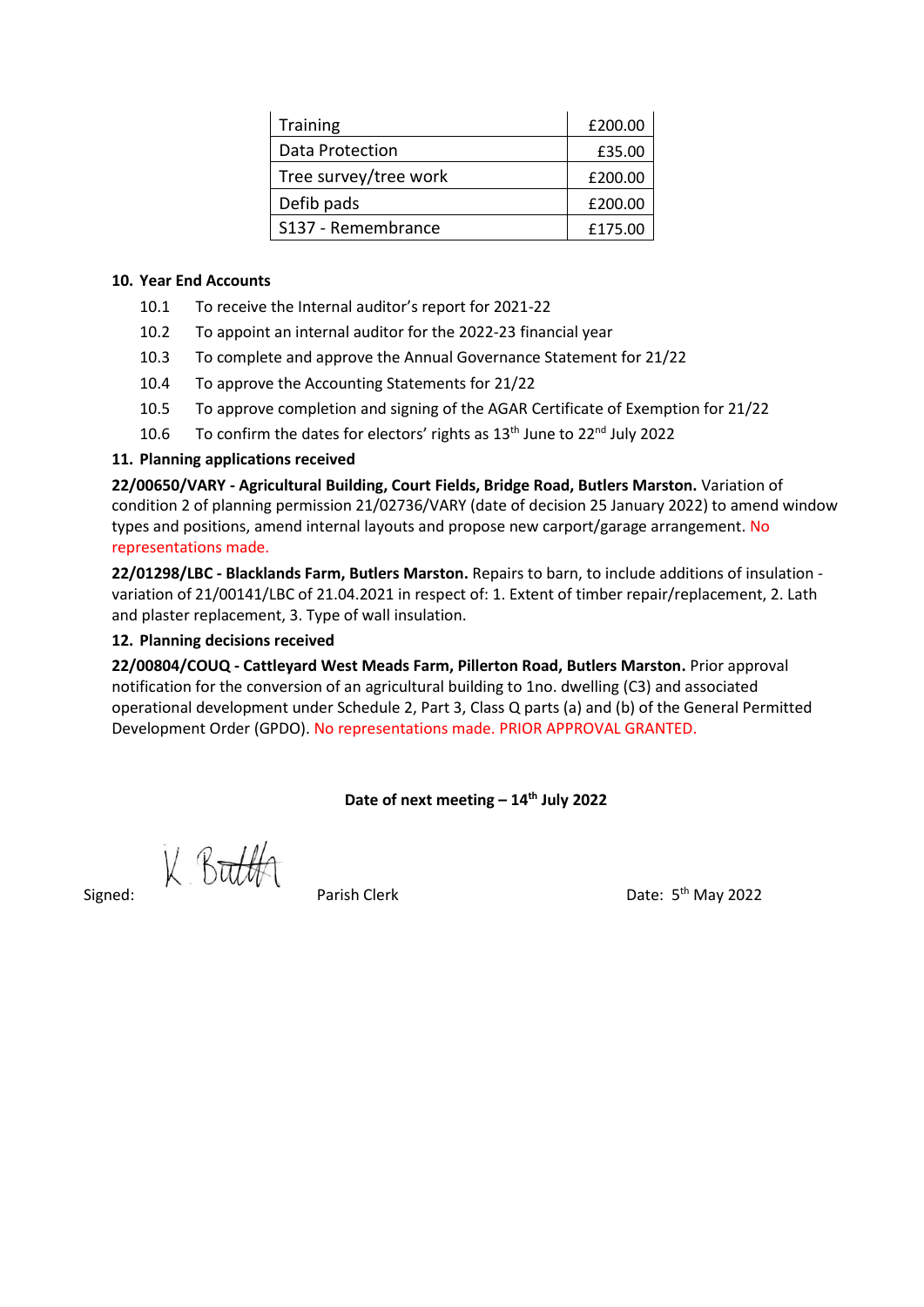| | |
|---|---|
| Training | £200.00 |
| Data Protection | £35.00 |
| Tree survey/tree work | £200.00 |
| Defib pads | £200.00 |
| S137 - Remembrance | £175.00 |

**10. Year End Accounts**

10.1 To receive the Internal auditor's report for 2021-22

10.2 To appoint an internal auditor for the 2022-23 financial year

10.3 To complete and approve the Annual Governance Statement for 21/22

10.4 To approve the Accounting Statements for 21/22

10.5 To approve completion and signing of the AGAR Certificate of Exemption for 21/22

10.6 To confirm the dates for electors' rights as 13th June to 22nd July 2022

**11. Planning applications received**

**22/00650/VARY - Agricultural Building, Court Fields, Bridge Road, Butlers Marston.** Variation of condition 2 of planning permission 21/02736/VARY (date of decision 25 January 2022) to amend window types and positions, amend internal layouts and propose new carport/garage arrangement. No representations made.

**22/01298/LBC - Blacklands Farm, Butlers Marston.** Repairs to barn, to include additions of insulation - variation of 21/00141/LBC of 21.04.2021 in respect of: 1. Extent of timber repair/replacement, 2. Lath and plaster replacement, 3. Type of wall insulation.

**12. Planning decisions received**

**22/00804/COUQ - Cattleyard West Meads Farm, Pillerton Road, Butlers Marston.** Prior approval notification for the conversion of an agricultural building to 1no. dwelling (C3) and associated operational development under Schedule 2, Part 3, Class Q parts (a) and (b) of the General Permitted Development Order (GPDO). No representations made. PRIOR APPROVAL GRANTED.

**Date of next meeting – 14th July 2022**

Signed: K. Batt Parish Clerk Date: 5th May 2022